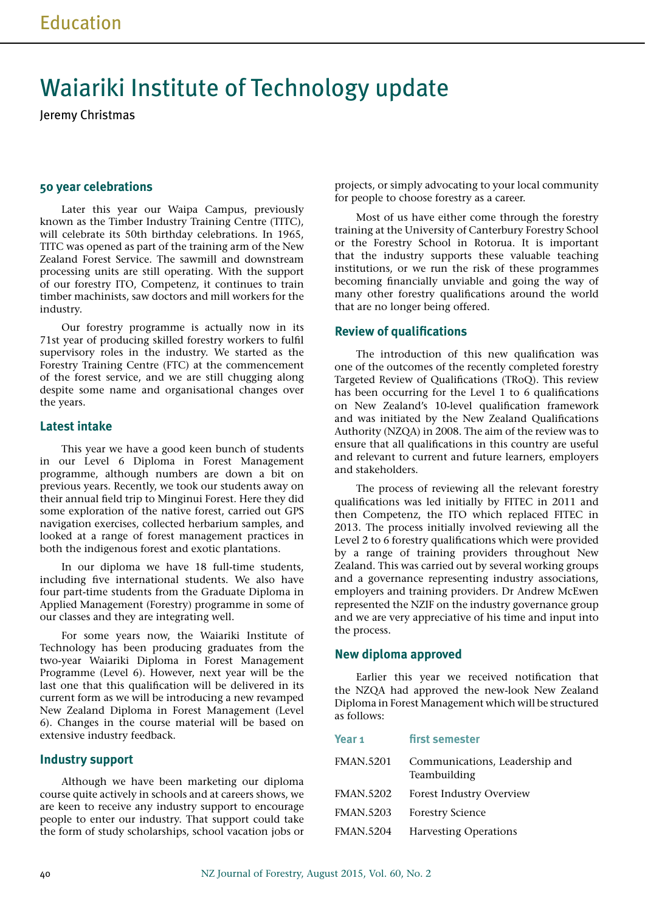# Waiariki Institute of Technology update

Jeremy Christmas

## 50 year celebrations

Later this year our Waipa Campus, previously known as the Timber Industry Training Centre (TITC), will celebrate its 50th birthday celebrations. In 1965, TITC was opened as part of the training arm of the New Zealand Forest Service. The sawmill and downstream processing units are still operating. With the support of our forestry ITO, Competenz, it continues to train timber machinists, saw doctors and mill workers for the industry.

Our forestry programme is actually now in its 71st year of producing skilled forestry workers to fulfil supervisory roles in the industry. We started as the Forestry Training Centre (FTC) at the commencement of the forest service, and we are still chugging along despite some name and organisational changes over the years.

## Latest intake

This year we have a good keen bunch of students in our Level 6 Diploma in Forest Management programme, although numbers are down a bit on previous years. Recently, we took our students away on their annual field trip to Minginui Forest. Here they did some exploration of the native forest, carried out GPS navigation exercises, collected herbarium samples, and looked at a range of forest management practices in both the indigenous forest and exotic plantations.

In our diploma we have 18 full-time students, including five international students. We also have four part-time students from the Graduate Diploma in Applied Management (Forestry) programme in some of our classes and they are integrating well.

For some years now, the Waiariki Institute of Technology has been producing graduates from the two-year Waiariki Diploma in Forest Management Programme (Level 6). However, next year will be the last one that this qualification will be delivered in its current form as we will be introducing a new revamped New Zealand Diploma in Forest Management (Level 6). Changes in the course material will be based on extensive industry feedback.

## Industry support

Although we have been marketing our diploma course quite actively in schools and at careers shows, we are keen to receive any industry support to encourage people to enter our industry. That support could take the form of study scholarships, school vacation jobs or projects, or simply advocating to your local community for people to choose forestry as a career.

Most of us have either come through the forestry training at the University of Canterbury Forestry School or the Forestry School in Rotorua. It is important that the industry supports these valuable teaching institutions, or we run the risk of these programmes becoming financially unviable and going the way of many other forestry qualifications around the world that are no longer being offered.

## Review of qualifications

The introduction of this new qualification was one of the outcomes of the recently completed forestry Targeted Review of Qualifications (TRoQ). This review has been occurring for the Level 1 to 6 qualifications on New Zealand's 10-level qualification framework and was initiated by the New Zealand Qualifications Authority (NZQA) in 2008. The aim of the review was to ensure that all qualifications in this country are useful and relevant to current and future learners, employers and stakeholders.

The process of reviewing all the relevant forestry qualifications was led initially by FITEC in 2011 and then Competenz, the ITO which replaced FITEC in 2013. The process initially involved reviewing all the Level 2 to 6 forestry qualifications which were provided by a range of training providers throughout New Zealand. This was carried out by several working groups and a governance representing industry associations, employers and training providers. Dr Andrew McEwen represented the NZIF on the industry governance group and we are very appreciative of his time and input into the process.

## New diploma approved

Earlier this year we received notification that the NZQA had approved the new-look New Zealand Diploma in Forest Management which will be structured as follows:

| Year 1 | first semester |
| --- | --- |
| FMAN.5201 | Communications, Leadership and Teambuilding |
| FMAN.5202 | Forest Industry Overview |
| FMAN.5203 | Forestry Science |
| FMAN.5204 | Harvesting Operations |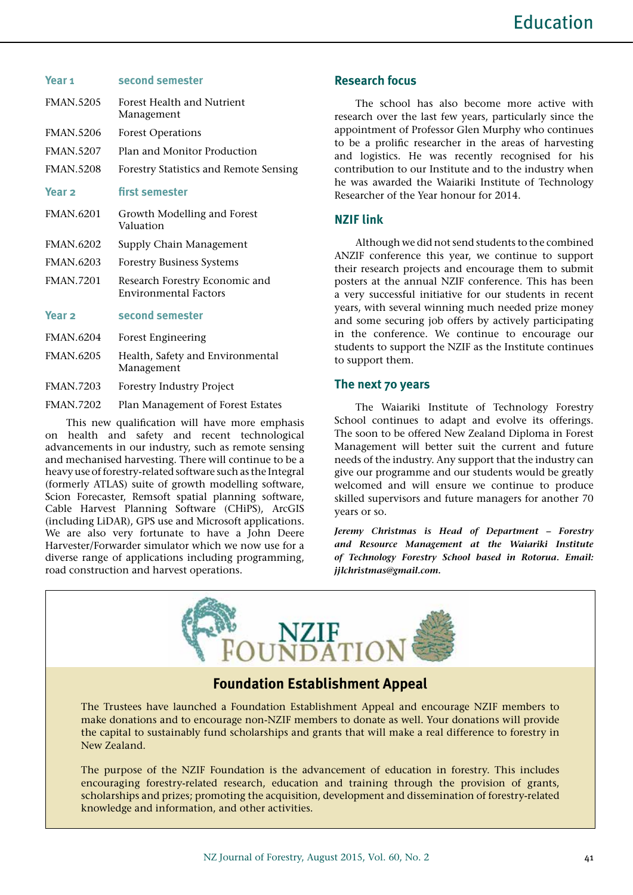| | |
|---|---|
| **Year 1** | **second semester** |
| FMAN.5205 | Forest Health and Nutrient Management |
| FMAN.5206 | Forest Operations |
| FMAN.5207 | Plan and Monitor Production |
| FMAN.5208 | Forestry Statistics and Remote Sensing |
| **Year 2** | **first semester** |
| FMAN.6201 | Growth Modelling and Forest Valuation |
| FMAN.6202 | Supply Chain Management |
| FMAN.6203 | Forestry Business Systems |
| FMAN.7201 | Research Forestry Economic and Environmental Factors |
| **Year 2** | **second semester** |
| FMAN.6204 | Forest Engineering |
| FMAN.6205 | Health, Safety and Environmental Management |
| FMAN.7203 | Forestry Industry Project |
| FMAN.7202 | Plan Management of Forest Estates |

This new qualification will have more emphasis on health and safety and recent technological advancements in our industry, such as remote sensing and mechanised harvesting. There will continue to be a heavy use of forestry-related software such as the Integral (formerly ATLAS) suite of growth modelling software, Scion Forecaster, Remsoft spatial planning software, Cable Harvest Planning Software (CHiPS), ArcGIS (including LiDAR), GPS use and Microsoft applications. We are also very fortunate to have a John Deere Harvester/Forwarder simulator which we now use for a diverse range of applications including programming, road construction and harvest operations.

## Research focus

The school has also become more active with research over the last few years, particularly since the appointment of Professor Glen Murphy who continues to be a prolific researcher in the areas of harvesting and logistics. He was recently recognised for his contribution to our Institute and to the industry when he was awarded the Waiariki Institute of Technology Researcher of the Year honour for 2014.

## NZIF link

Although we did not send students to the combined ANZIF conference this year, we continue to support their research projects and encourage them to submit posters at the annual NZIF conference. This has been a very successful initiative for our students in recent years, with several winning much needed prize money and some securing job offers by actively participating in the conference. We continue to encourage our students to support the NZIF as the Institute continues to support them.

## The next 70 years

The Waiariki Institute of Technology Forestry School continues to adapt and evolve its offerings. The soon to be offered New Zealand Diploma in Forest Management will better suit the current and future needs of the industry. Any support that the industry can give our programme and our students would be greatly welcomed and will ensure we continue to produce skilled supervisors and future managers for another 70 years or so.

***Jeremy Christmas is Head of Department – Forestry and Resource Management at the Waiariki Institute of Technology Forestry School based in Rotorua. Email: jjlchristmas@gmail.com.***

NZIF FOUNDATION

## Foundation Establishment Appeal

The Trustees have launched a Foundation Establishment Appeal and encourage NZIF members to make donations and to encourage non-NZIF members to donate as well. Your donations will provide the capital to sustainably fund scholarships and grants that will make a real difference to forestry in New Zealand.

The purpose of the NZIF Foundation is the advancement of education in forestry. This includes encouraging forestry-related research, education and training through the provision of grants, scholarships and prizes; promoting the acquisition, development and dissemination of forestry-related knowledge and information, and other activities.